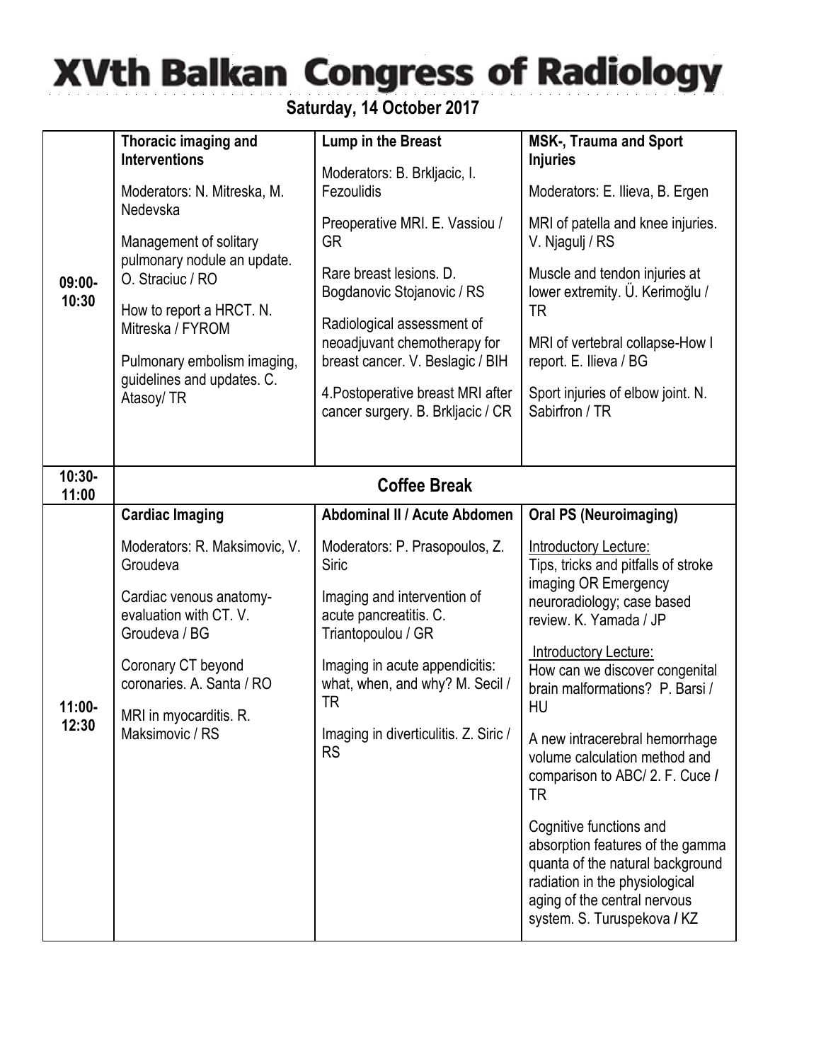# XVth Balkan Congress of Radiology

## Saturday, 14 October 2017

| | | | |
|---|---|---|---|
| 09:00-10:30 | **Thoracic imaging and Interventions**<br><br>Moderators: N. Mitreska, M. Nedevska<br><br>Management of solitary pulmonary nodule an update. O. Straciuc / RO<br><br>How to report a HRCT. N. Mitreska / FYROM<br><br>Pulmonary embolism imaging, guidelines and updates. C. Atasoy/ TR | **Lump in the Breast**<br><br>Moderators: B. Brkljacic, I. Fezoulidis<br><br>Preoperative MRI. E. Vassiou / GR<br><br>Rare breast lesions. D. Bogdanovic Stojanovic / RS<br><br>Radiological assessment of neoadjuvant chemotherapy for breast cancer. V. Beslagic / BIH<br><br>4.Postoperative breast MRI after cancer surgery. B. Brkljacic / CR | **MSK-, Trauma and Sport Injuries**<br><br>Moderators: E. Ilieva, B. Ergen<br><br>MRI of patella and knee injuries. V. Njagulj / RS<br><br>Muscle and tendon injuries at lower extremity. Ü. Kerimoğlu / TR<br><br>MRI of vertebral collapse-How I report. E. Ilieva / BG<br><br>Sport injuries of elbow joint. N. Sabirfron / TR |
| 10:30-11:00 | **Coffee Break** | | |
| 11:00-12:30 | **Cardiac Imaging**<br><br>Moderators: R. Maksimovic, V. Groudeva<br><br>Cardiac venous anatomy-evaluation with CT. V. Groudeva / BG<br><br>Coronary CT beyond coronaries. A. Santa / RO<br><br>MRI in myocarditis. R. Maksimovic / RS | **Abdominal II / Acute Abdomen**<br><br>Moderators: P. Prasopoulos, Z. Siric<br><br>Imaging and intervention of acute pancreatitis. C. Triantopoulou / GR<br><br>Imaging in acute appendicitis: what, when, and why? M. Secil / TR<br><br>Imaging in diverticulitis. Z. Siric / RS | **Oral PS (Neuroimaging)**<br><br>Introductory Lecture:<br>Tips, tricks and pitfalls of stroke imaging OR Emergency neuroradiology; case based review. K. Yamada / JP<br><br>Introductory Lecture:<br>How can we discover congenital brain malformations? P. Barsi / HU<br><br>A new intracerebral hemorrhage volume calculation method and comparison to ABC/ 2. F. Cuce / TR<br><br>Cognitive functions and absorption features of the gamma quanta of the natural background radiation in the physiological aging of the central nervous system. S. Turuspekova / KZ |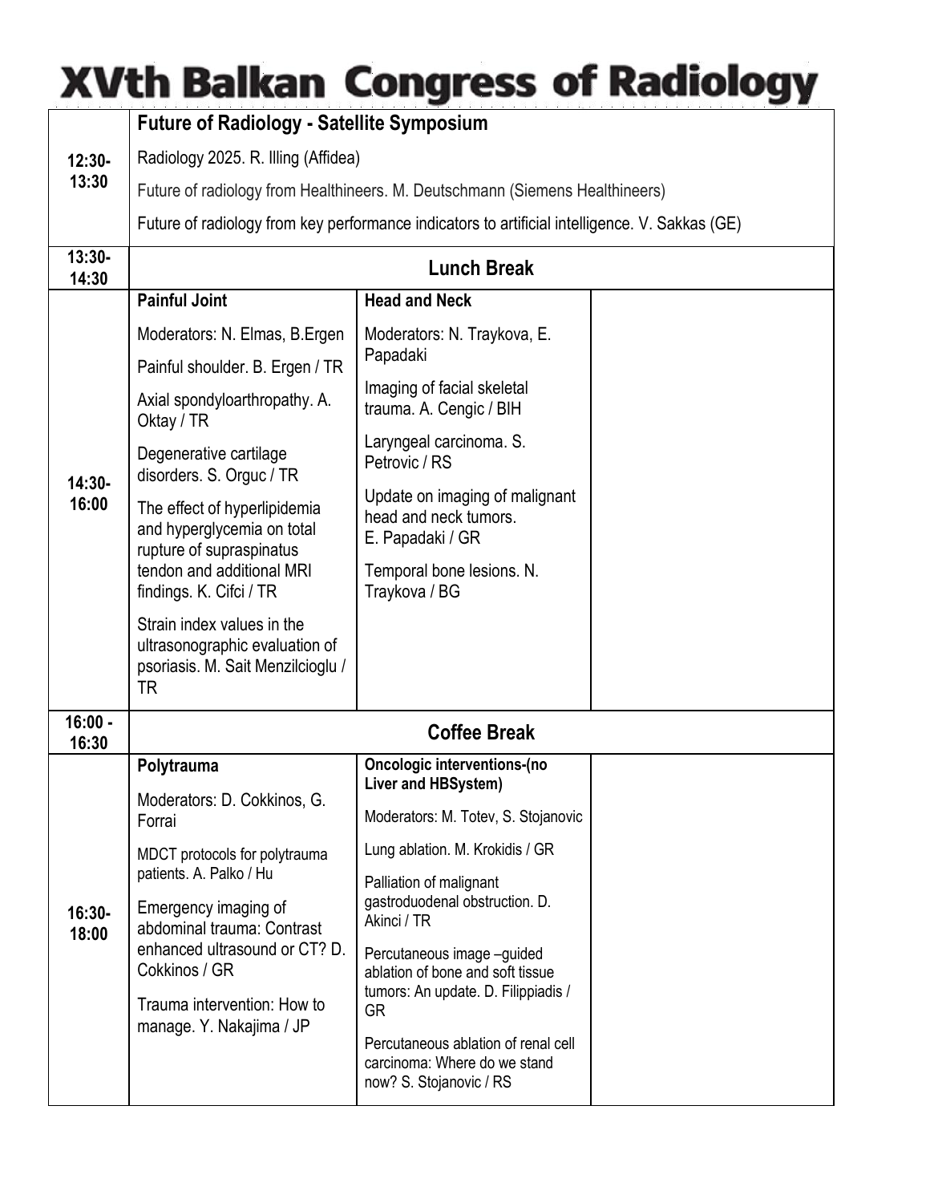# XVth Balkan Congress of Radiology

| Time | | | |
|---|---|---|---|
| 12:30-13:30 | **Future of Radiology - Satellite Symposium**<br><br>Radiology 2025. R. Illing (Affidea)<br><br>Future of radiology from Healthineers. M. Deutschmann (Siemens Healthineers)<br><br>Future of radiology from key performance indicators to artificial intelligence. V. Sakkas (GE) | | |
| 13:30-14:30 | **Lunch Break** | | |
| 14:30-16:00 | **Painful Joint**<br><br>Moderators: N. Elmas, B.Ergen<br><br>Painful shoulder. B. Ergen / TR<br><br>Axial spondyloarthropathy. A. Oktay / TR<br><br>Degenerative cartilage disorders. S. Orguc / TR<br><br>The effect of hyperlipidemia and hyperglycemia on total rupture of supraspinatus tendon and additional MRI findings. K. Cifci / TR<br><br>Strain index values in the ultrasonographic evaluation of psoriasis. M. Sait Menzilcioglu / TR | **Head and Neck**<br><br>Moderators: N. Traykova, E. Papadaki<br><br>Imaging of facial skeletal trauma. A. Cengic / BIH<br><br>Laryngeal carcinoma. S. Petrovic / RS<br><br>Update on imaging of malignant head and neck tumors. E. Papadaki / GR<br><br>Temporal bone lesions. N. Traykova / BG | |
| 16:00 - 16:30 | **Coffee Break** | | |
| 16:30-18:00 | **Polytrauma**<br><br>Moderators: D. Cokkinos, G. Forrai<br><br>MDCT protocols for polytrauma patients. A. Palko / Hu<br><br>Emergency imaging of abdominal trauma: Contrast enhanced ultrasound or CT? D. Cokkinos / GR<br><br>Trauma intervention: How to manage. Y. Nakajima / JP | **Oncologic interventions-(no Liver and HBSystem)**<br><br>Moderators: M. Totev, S. Stojanovic<br><br>Lung ablation. M. Krokidis / GR<br><br>Palliation of malignant gastroduodenal obstruction. D. Akinci / TR<br><br>Percutaneous image –guided ablation of bone and soft tissue tumors: An update. D. Filippiadis / GR<br><br>Percutaneous ablation of renal cell carcinoma: Where do we stand now? S. Stojanovic / RS | |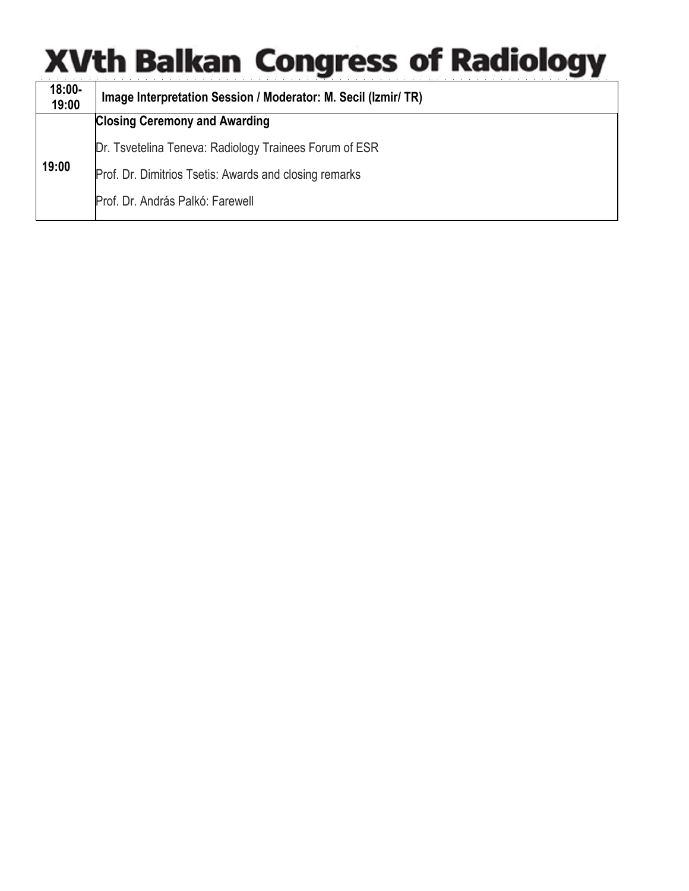# XVth Balkan Congress of Radiology

| | |
|---|---|
| **18:00-19:00** | **Image Interpretation Session / Moderator: M. Secil (Izmir/ TR)** |
| **19:00** | **Closing Ceremony and Awarding**<br>Dr. Tsvetelina Teneva: Radiology Trainees Forum of ESR<br>Prof. Dr. Dimitrios Tsetis: Awards and closing remarks<br>Prof. Dr. András Palkó: Farewell |